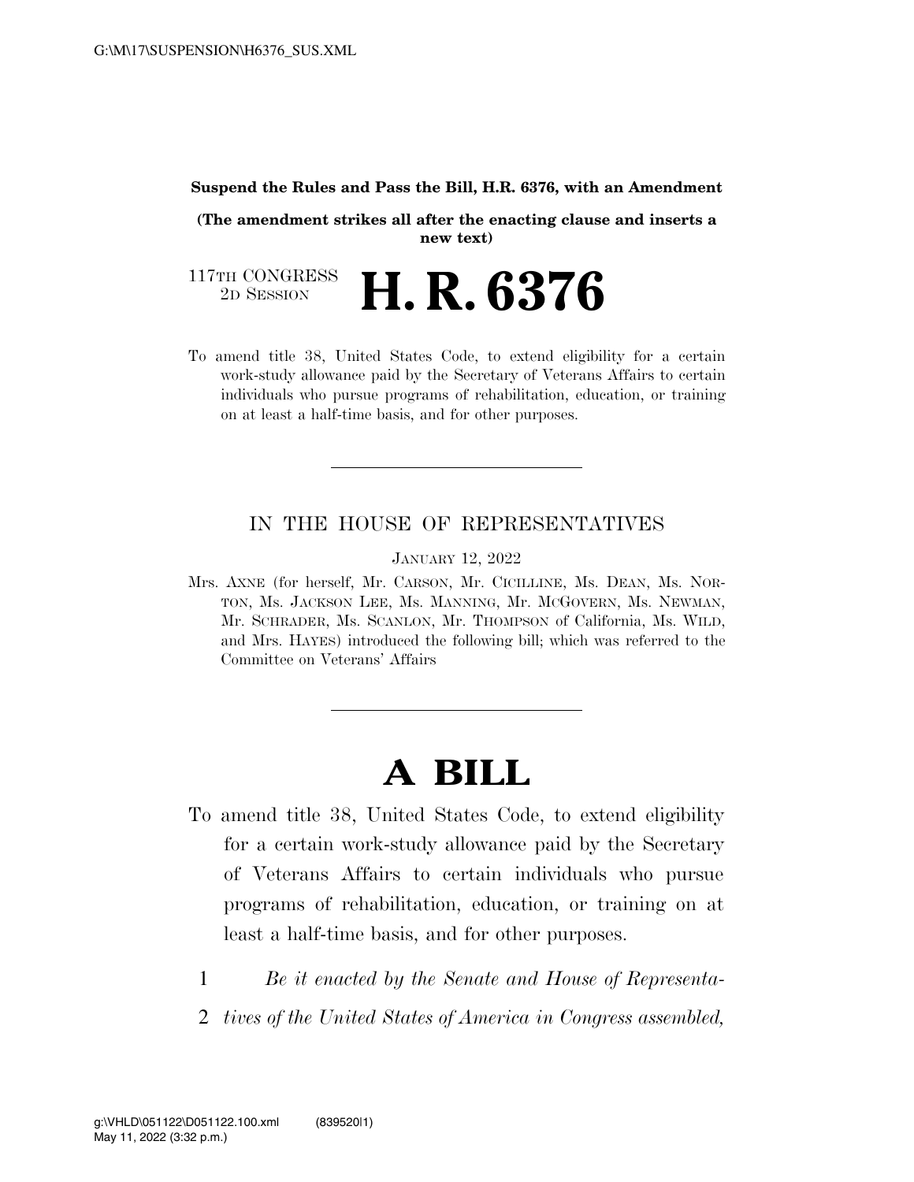**Suspend the Rules and Pass the Bill, H.R. 6376, with an Amendment**

**(The amendment strikes all after the enacting clause and inserts a new text)**

117TH CONGRESS
2D SESSION

# H. R. 6376

To amend title 38, United States Code, to extend eligibility for a certain work-study allowance paid by the Secretary of Veterans Affairs to certain individuals who pursue programs of rehabilitation, education, or training on at least a half-time basis, and for other purposes.

---

IN THE HOUSE OF REPRESENTATIVES

JANUARY 12, 2022

Mrs. AXNE (for herself, Mr. CARSON, Mr. CICILLINE, Ms. DEAN, Ms. NORTON, Ms. JACKSON LEE, Ms. MANNING, Mr. MCGOVERN, Ms. NEWMAN, Mr. SCHRADER, Ms. SCANLON, Mr. THOMPSON of California, Ms. WILD, and Mrs. HAYES) introduced the following bill; which was referred to the Committee on Veterans' Affairs

---

# A BILL

To amend title 38, United States Code, to extend eligibility for a certain work-study allowance paid by the Secretary of Veterans Affairs to certain individuals who pursue programs of rehabilitation, education, or training on at least a half-time basis, and for other purposes.

1 *Be it enacted by the Senate and House of Representa-*
2 *tives of the United States of America in Congress assembled,*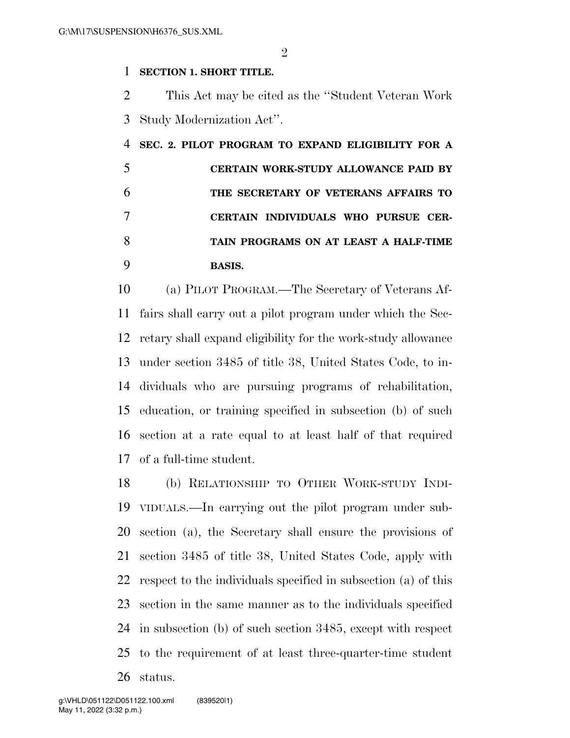**SECTION 1. SHORT TITLE.**

This Act may be cited as the ''Student Veteran Work Study Modernization Act''.

**SEC. 2. PILOT PROGRAM TO EXPAND ELIGIBILITY FOR A CERTAIN WORK-STUDY ALLOWANCE PAID BY THE SECRETARY OF VETERANS AFFAIRS TO CERTAIN INDIVIDUALS WHO PURSUE CERTAIN PROGRAMS ON AT LEAST A HALF-TIME BASIS.**

(a) PILOT PROGRAM.—The Secretary of Veterans Affairs shall carry out a pilot program under which the Secretary shall expand eligibility for the work-study allowance under section 3485 of title 38, United States Code, to individuals who are pursuing programs of rehabilitation, education, or training specified in subsection (b) of such section at a rate equal to at least half of that required of a full-time student.

(b) RELATIONSHIP TO OTHER WORK-STUDY INDIVIDUALS.—In carrying out the pilot program under subsection (a), the Secretary shall ensure the provisions of section 3485 of title 38, United States Code, apply with respect to the individuals specified in subsection (a) of this section in the same manner as to the individuals specified in subsection (b) of such section 3485, except with respect to the requirement of at least three-quarter-time student status.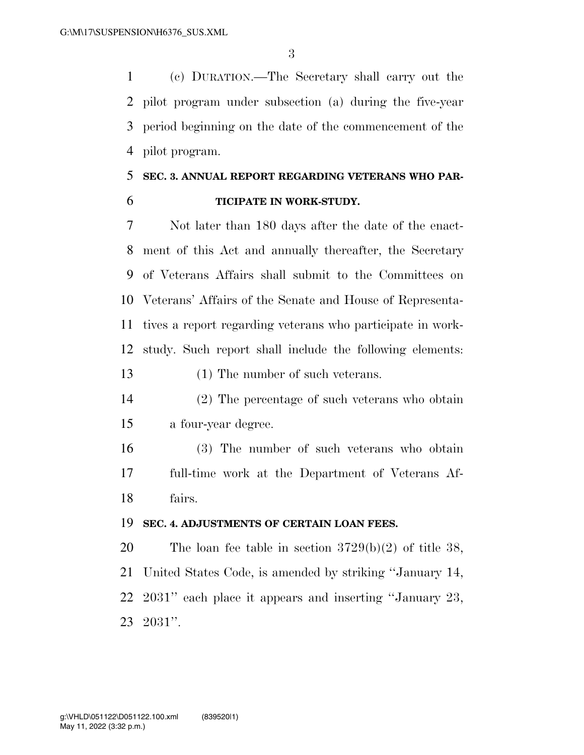(c) DURATION.—The Secretary shall carry out the pilot program under subsection (a) during the five-year period beginning on the date of the commencement of the pilot program.

## SEC. 3. ANNUAL REPORT REGARDING VETERANS WHO PARTICIPATE IN WORK-STUDY.

Not later than 180 days after the date of the enactment of this Act and annually thereafter, the Secretary of Veterans Affairs shall submit to the Committees on Veterans' Affairs of the Senate and House of Representatives a report regarding veterans who participate in work-study. Such report shall include the following elements:

(1) The number of such veterans.

(2) The percentage of such veterans who obtain a four-year degree.

(3) The number of such veterans who obtain full-time work at the Department of Veterans Affairs.

## SEC. 4. ADJUSTMENTS OF CERTAIN LOAN FEES.

The loan fee table in section 3729(b)(2) of title 38, United States Code, is amended by striking "January 14, 2031" each place it appears and inserting "January 23, 2031".